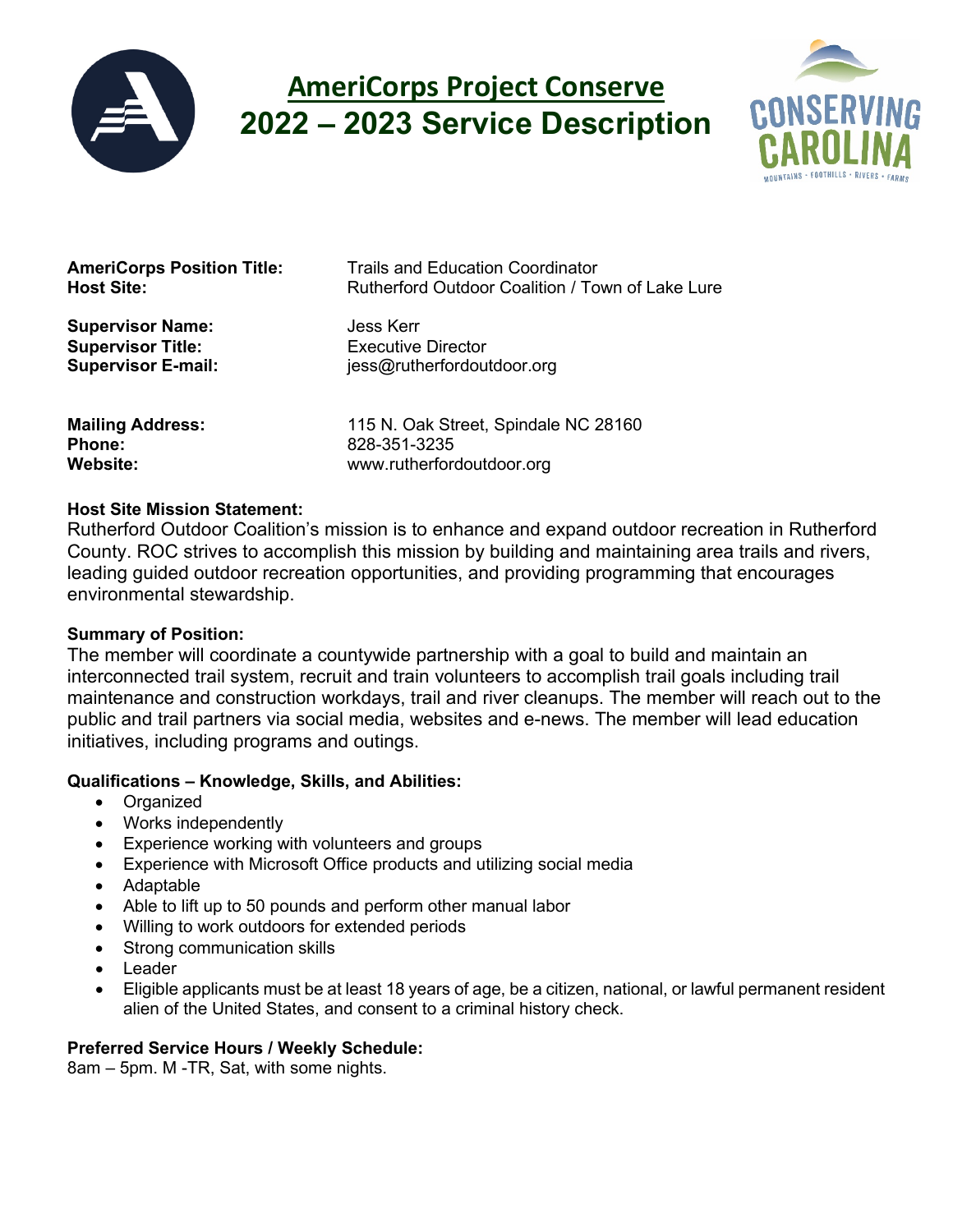# AmeriCorps Project Conserve
# 2022 – 2023 Service Description

**AmeriCorps Position Title:** Trails and Education Coordinator
**Host Site:** Rutherford Outdoor Coalition / Town of Lake Lure

**Supervisor Name:** Jess Kerr
**Supervisor Title:** Executive Director
**Supervisor E-mail:** jess@rutherfordoutdoor.org

**Mailing Address:** 115 N. Oak Street, Spindale NC 28160
**Phone:** 828-351-3235
**Website:** www.rutherfordoutdoor.org

**Host Site Mission Statement:**
Rutherford Outdoor Coalition's mission is to enhance and expand outdoor recreation in Rutherford County. ROC strives to accomplish this mission by building and maintaining area trails and rivers, leading guided outdoor recreation opportunities, and providing programming that encourages environmental stewardship.

**Summary of Position:**
The member will coordinate a countywide partnership with a goal to build and maintain an interconnected trail system, recruit and train volunteers to accomplish trail goals including trail maintenance and construction workdays, trail and river cleanups. The member will reach out to the public and trail partners via social media, websites and e-news. The member will lead education initiatives, including programs and outings.

**Qualifications – Knowledge, Skills, and Abilities:**

- Organized
- Works independently
- Experience working with volunteers and groups
- Experience with Microsoft Office products and utilizing social media
- Adaptable
- Able to lift up to 50 pounds and perform other manual labor
- Willing to work outdoors for extended periods
- Strong communication skills
- Leader
- Eligible applicants must be at least 18 years of age, be a citizen, national, or lawful permanent resident alien of the United States, and consent to a criminal history check.

**Preferred Service Hours / Weekly Schedule:**
8am – 5pm. M -TR, Sat, with some nights.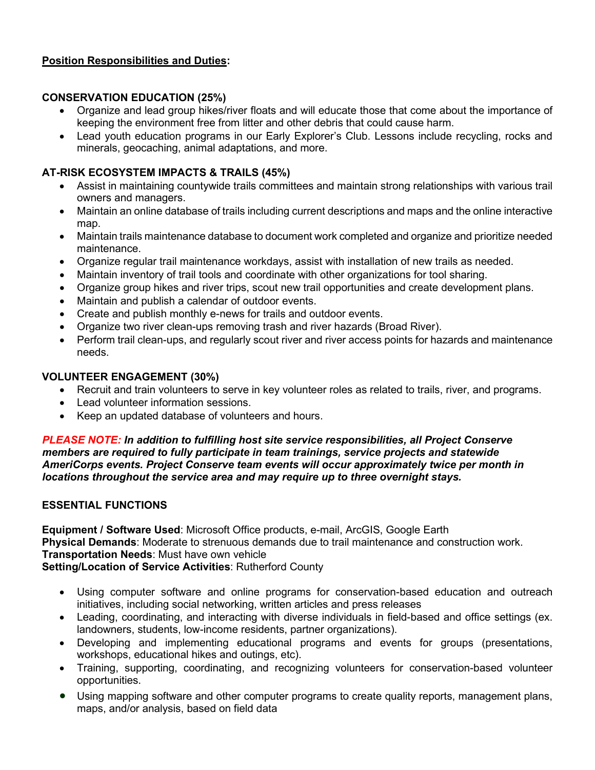**<u>Position Responsibilities and Duties</u>:**

**CONSERVATION EDUCATION (25%)**

- Organize and lead group hikes/river floats and will educate those that come about the importance of keeping the environment free from litter and other debris that could cause harm.
- Lead youth education programs in our Early Explorer's Club. Lessons include recycling, rocks and minerals, geocaching, animal adaptations, and more.

**AT-RISK ECOSYSTEM IMPACTS & TRAILS (45%)**

- Assist in maintaining countywide trails committees and maintain strong relationships with various trail owners and managers.
- Maintain an online database of trails including current descriptions and maps and the online interactive map.
- Maintain trails maintenance database to document work completed and organize and prioritize needed maintenance.
- Organize regular trail maintenance workdays, assist with installation of new trails as needed.
- Maintain inventory of trail tools and coordinate with other organizations for tool sharing.
- Organize group hikes and river trips, scout new trail opportunities and create development plans.
- Maintain and publish a calendar of outdoor events.
- Create and publish monthly e-news for trails and outdoor events.
- Organize two river clean-ups removing trash and river hazards (Broad River).
- Perform trail clean-ups, and regularly scout river and river access points for hazards and maintenance needs.

**VOLUNTEER ENGAGEMENT (30%)**

- Recruit and train volunteers to serve in key volunteer roles as related to trails, river, and programs.
- Lead volunteer information sessions.
- Keep an updated database of volunteers and hours.

***PLEASE NOTE:* *In addition to fulfilling host site service responsibilities, all Project Conserve members are required to fully participate in team trainings, service projects and statewide AmeriCorps events. Project Conserve team events will occur approximately twice per month in locations throughout the service area and may require up to three overnight stays.***

**ESSENTIAL FUNCTIONS**

**Equipment / Software Used**: Microsoft Office products, e-mail, ArcGIS, Google Earth
**Physical Demands**: Moderate to strenuous demands due to trail maintenance and construction work.
**Transportation Needs**: Must have own vehicle
**Setting/Location of Service Activities**: Rutherford County

- Using computer software and online programs for conservation-based education and outreach initiatives, including social networking, written articles and press releases
- Leading, coordinating, and interacting with diverse individuals in field-based and office settings (ex. landowners, students, low-income residents, partner organizations).
- Developing and implementing educational programs and events for groups (presentations, workshops, educational hikes and outings, etc).
- Training, supporting, coordinating, and recognizing volunteers for conservation-based volunteer opportunities.
- Using mapping software and other computer programs to create quality reports, management plans, maps, and/or analysis, based on field data